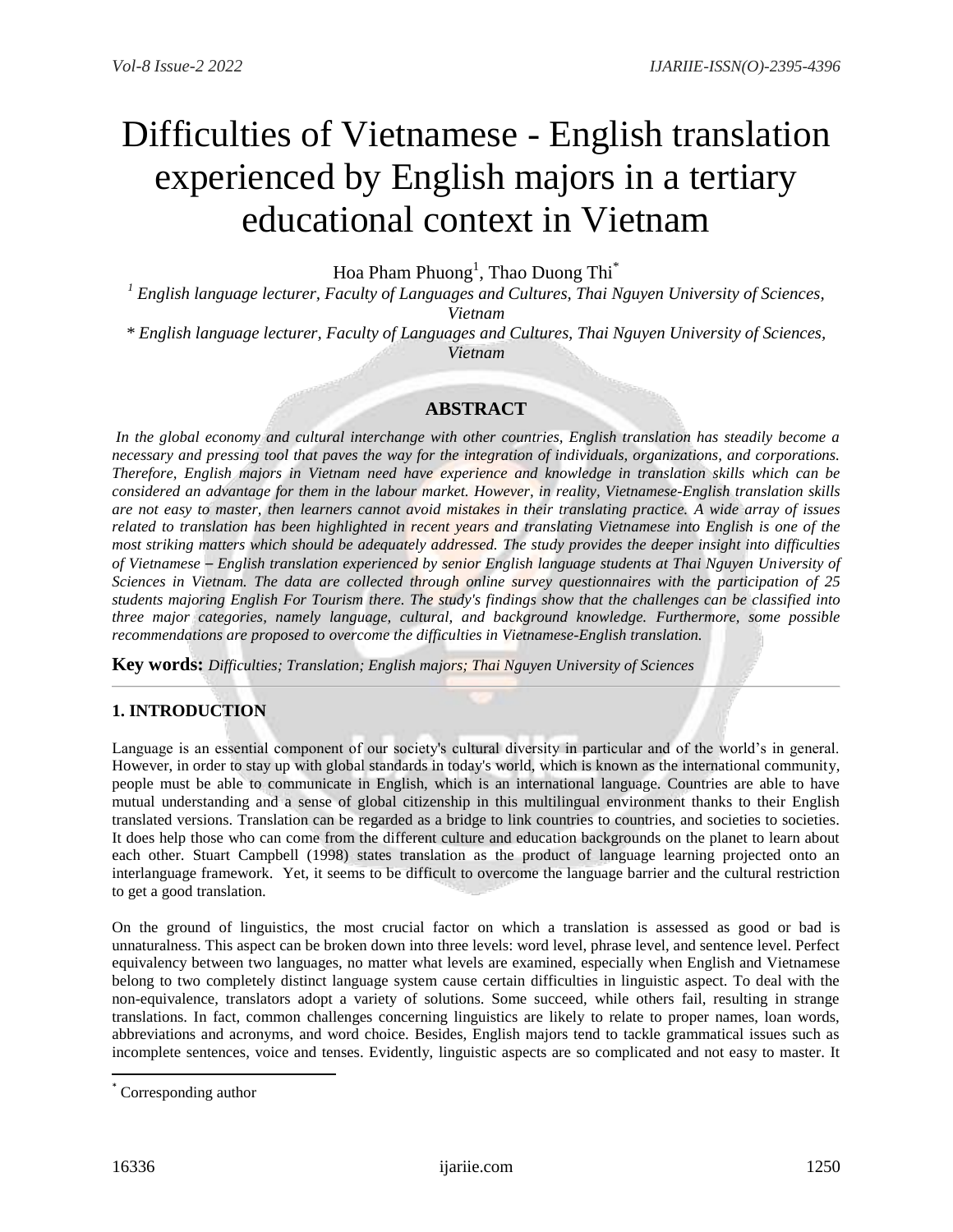# Difficulties of Vietnamese - English translation experienced by English majors in a tertiary educational context in Vietnam

Hoa Pham Phuong[1], Thao Duong Thi[*]

[1] *English language lecturer, Faculty of Languages and Cultures, Thai Nguyen University of Sciences, Vietnam*

[*] *English language lecturer, Faculty of Languages and Cultures, Thai Nguyen University of Sciences, Vietnam*

## ABSTRACT

*In the global economy and cultural interchange with other countries, English translation has steadily become a necessary and pressing tool that paves the way for the integration of individuals, organizations, and corporations. Therefore, English majors in Vietnam need have experience and knowledge in translation skills which can be considered an advantage for them in the labour market. However, in reality, Vietnamese-English translation skills are not easy to master, then learners cannot avoid mistakes in their translating practice. A wide array of issues related to translation has been highlighted in recent years and translating Vietnamese into English is one of the most striking matters which should be adequately addressed. The study provides the deeper insight into difficulties of Vietnamese – English translation experienced by senior English language students at Thai Nguyen University of Sciences in Vietnam. The data are collected through online survey questionnaires with the participation of 25 students majoring English For Tourism there. The study's findings show that the challenges can be classified into three major categories, namely language, cultural, and background knowledge. Furthermore, some possible recommendations are proposed to overcome the difficulties in Vietnamese-English translation.*

**Key words:** *Difficulties; Translation; English majors; Thai Nguyen University of Sciences*

## 1. INTRODUCTION

Language is an essential component of our society's cultural diversity in particular and of the world's in general. However, in order to stay up with global standards in today's world, which is known as the international community, people must be able to communicate in English, which is an international language. Countries are able to have mutual understanding and a sense of global citizenship in this multilingual environment thanks to their English translated versions. Translation can be regarded as a bridge to link countries to countries, and societies to societies. It does help those who can come from the different culture and education backgrounds on the planet to learn about each other. Stuart Campbell (1998) states translation as the product of language learning projected onto an interlanguage framework. Yet, it seems to be difficult to overcome the language barrier and the cultural restriction to get a good translation.

On the ground of linguistics, the most crucial factor on which a translation is assessed as good or bad is unnaturalness. This aspect can be broken down into three levels: word level, phrase level, and sentence level. Perfect equivalency between two languages, no matter what levels are examined, especially when English and Vietnamese belong to two completely distinct language system cause certain difficulties in linguistic aspect. To deal with the non-equivalence, translators adopt a variety of solutions. Some succeed, while others fail, resulting in strange translations. In fact, common challenges concerning linguistics are likely to relate to proper names, loan words, abbreviations and acronyms, and word choice. Besides, English majors tend to tackle grammatical issues such as incomplete sentences, voice and tenses. Evidently, linguistic aspects are so complicated and not easy to master. It

[*] Corresponding author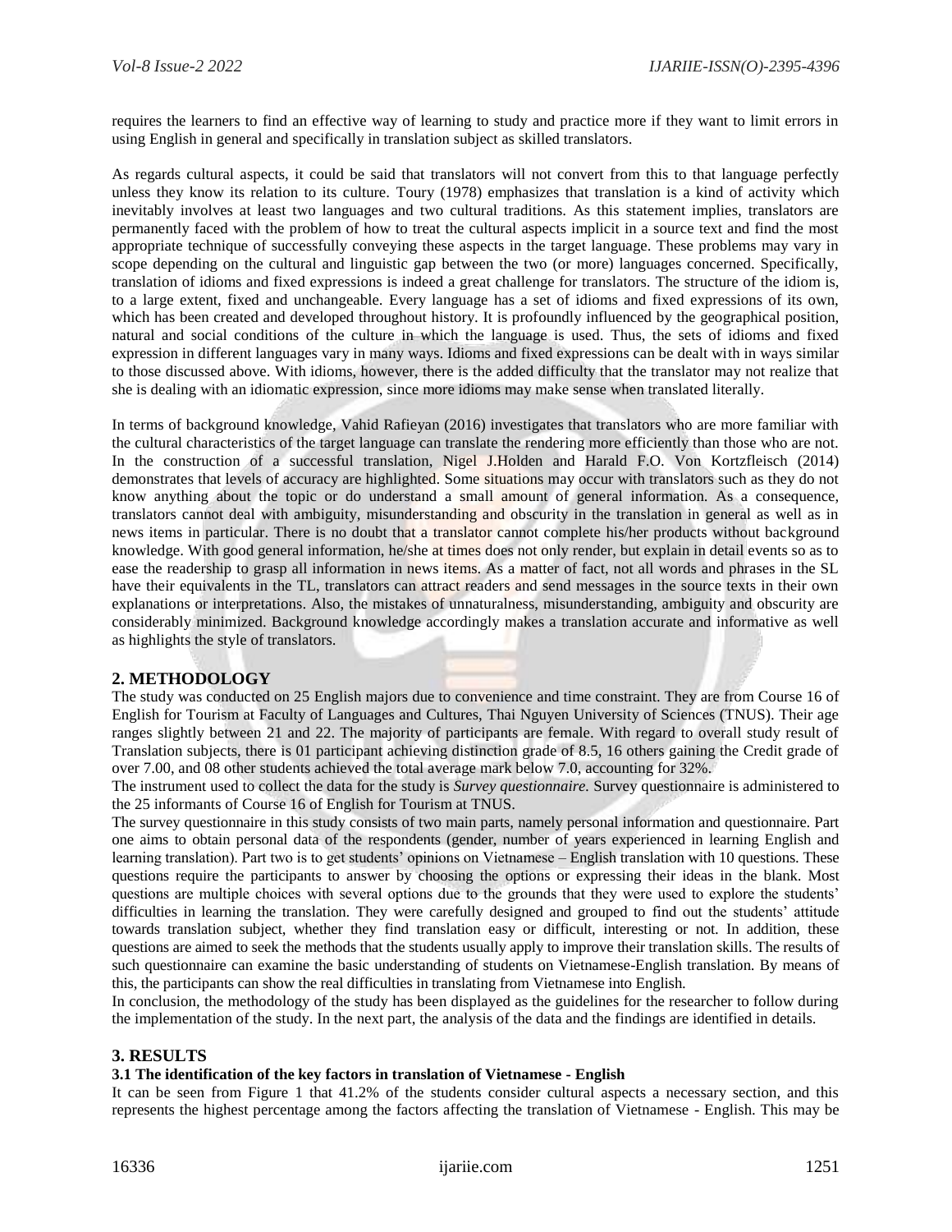requires the learners to find an effective way of learning to study and practice more if they want to limit errors in using English in general and specifically in translation subject as skilled translators.

As regards cultural aspects, it could be said that translators will not convert from this to that language perfectly unless they know its relation to its culture. Toury (1978) emphasizes that translation is a kind of activity which inevitably involves at least two languages and two cultural traditions. As this statement implies, translators are permanently faced with the problem of how to treat the cultural aspects implicit in a source text and find the most appropriate technique of successfully conveying these aspects in the target language. These problems may vary in scope depending on the cultural and linguistic gap between the two (or more) languages concerned. Specifically, translation of idioms and fixed expressions is indeed a great challenge for translators. The structure of the idiom is, to a large extent, fixed and unchangeable. Every language has a set of idioms and fixed expressions of its own, which has been created and developed throughout history. It is profoundly influenced by the geographical position, natural and social conditions of the culture in which the language is used. Thus, the sets of idioms and fixed expression in different languages vary in many ways. Idioms and fixed expressions can be dealt with in ways similar to those discussed above. With idioms, however, there is the added difficulty that the translator may not realize that she is dealing with an idiomatic expression, since more idioms may make sense when translated literally.

In terms of background knowledge, Vahid Rafieyan (2016) investigates that translators who are more familiar with the cultural characteristics of the target language can translate the rendering more efficiently than those who are not. In the construction of a successful translation, Nigel J.Holden and Harald F.O. Von Kortzfleisch (2014) demonstrates that levels of accuracy are highlighted. Some situations may occur with translators such as they do not know anything about the topic or do understand a small amount of general information. As a consequence, translators cannot deal with ambiguity, misunderstanding and obscurity in the translation in general as well as in news items in particular. There is no doubt that a translator cannot complete his/her products without background knowledge. With good general information, he/she at times does not only render, but explain in detail events so as to ease the readership to grasp all information in news items. As a matter of fact, not all words and phrases in the SL have their equivalents in the TL, translators can attract readers and send messages in the source texts in their own explanations or interpretations. Also, the mistakes of unnaturalness, misunderstanding, ambiguity and obscurity are considerably minimized. Background knowledge accordingly makes a translation accurate and informative as well as highlights the style of translators.

## 2. METHODOLOGY

The study was conducted on 25 English majors due to convenience and time constraint. They are from Course 16 of English for Tourism at Faculty of Languages and Cultures, Thai Nguyen University of Sciences (TNUS). Their age ranges slightly between 21 and 22. The majority of participants are female. With regard to overall study result of Translation subjects, there is 01 participant achieving distinction grade of 8.5, 16 others gaining the Credit grade of over 7.00, and 08 other students achieved the total average mark below 7.0, accounting for 32%.

The instrument used to collect the data for the study is *Survey questionnaire.* Survey questionnaire is administered to the 25 informants of Course 16 of English for Tourism at TNUS.

The survey questionnaire in this study consists of two main parts, namely personal information and questionnaire. Part one aims to obtain personal data of the respondents (gender, number of years experienced in learning English and learning translation). Part two is to get students' opinions on Vietnamese – English translation with 10 questions. These questions require the participants to answer by choosing the options or expressing their ideas in the blank. Most questions are multiple choices with several options due to the grounds that they were used to explore the students' difficulties in learning the translation. They were carefully designed and grouped to find out the students' attitude towards translation subject, whether they find translation easy or difficult, interesting or not. In addition, these questions are aimed to seek the methods that the students usually apply to improve their translation skills. The results of such questionnaire can examine the basic understanding of students on Vietnamese-English translation. By means of this, the participants can show the real difficulties in translating from Vietnamese into English.

In conclusion, the methodology of the study has been displayed as the guidelines for the researcher to follow during the implementation of the study. In the next part, the analysis of the data and the findings are identified in details.

## 3. RESULTS

### 3.1 The identification of the key factors in translation of Vietnamese - English

It can be seen from Figure 1 that 41.2% of the students consider cultural aspects a necessary section, and this represents the highest percentage among the factors affecting the translation of Vietnamese - English. This may be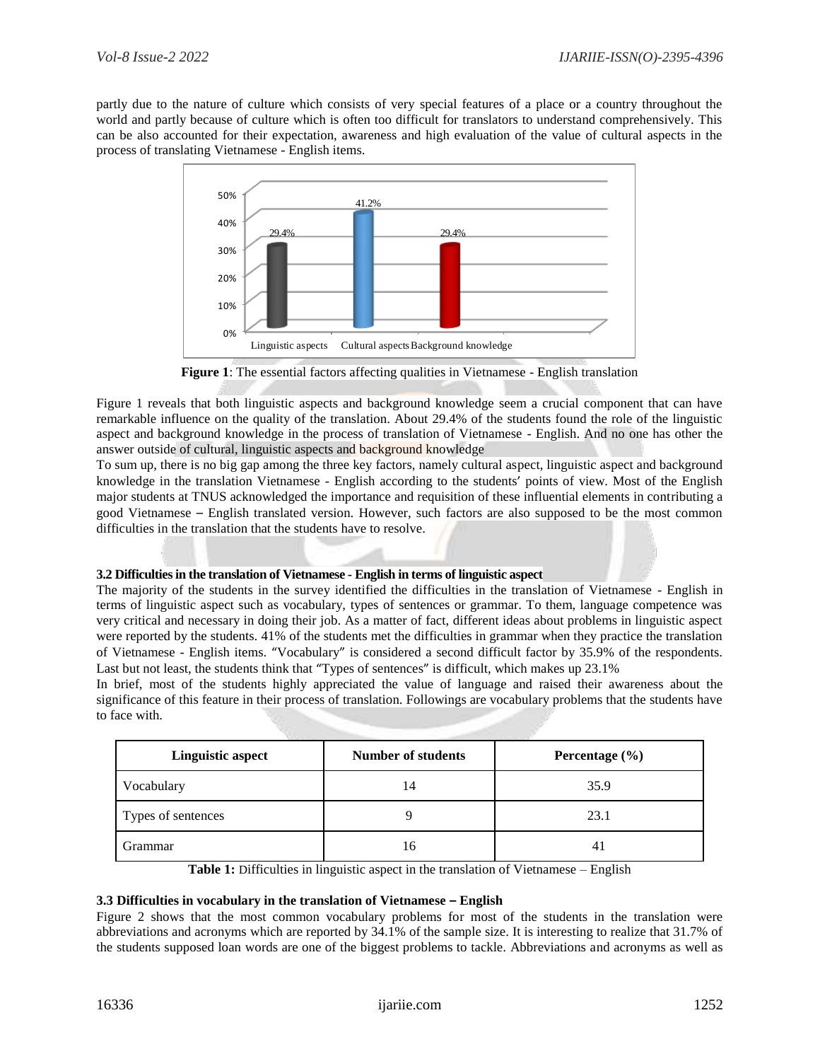partly due to the nature of culture which consists of very special features of a place or a country throughout the world and partly because of culture which is often too difficult for translators to understand comprehensively. This can be also accounted for their expectation, awareness and high evaluation of the value of cultural aspects in the process of translating Vietnamese - English items.

**Figure 1**: The essential factors affecting qualities in Vietnamese - English translation

Figure 1 reveals that both linguistic aspects and background knowledge seem a crucial component that can have remarkable influence on the quality of the translation. About 29.4% of the students found the role of the linguistic aspect and background knowledge in the process of translation of Vietnamese - English. And no one has other the answer outside of cultural, linguistic aspects and background knowledge

To sum up, there is no big gap among the three key factors, namely cultural aspect, linguistic aspect and background knowledge in the translation Vietnamese - English according to the students' points of view. Most of the English major students at TNUS acknowledged the importance and requisition of these influential elements in contributing a good Vietnamese – English translated version. However, such factors are also supposed to be the most common difficulties in the translation that the students have to resolve.

**3.2 Difficulties in the translation of Vietnamese - English in terms of linguistic aspect**

The majority of the students in the survey identified the difficulties in the translation of Vietnamese - English in terms of linguistic aspect such as vocabulary, types of sentences or grammar. To them, language competence was very critical and necessary in doing their job. As a matter of fact, different ideas about problems in linguistic aspect were reported by the students. 41% of the students met the difficulties in grammar when they practice the translation of Vietnamese - English items. "Vocabulary" is considered a second difficult factor by 35.9% of the respondents. Last but not least, the students think that "Types of sentences" is difficult, which makes up 23.1%

In brief, most of the students highly appreciated the value of language and raised their awareness about the significance of this feature in their process of translation. Followings are vocabulary problems that the students have to face with.

| Linguistic aspect | Number of students | Percentage (%) |
|---|---|---|
| Vocabulary | 14 | 35.9 |
| Types of sentences | 9 | 23.1 |
| Grammar | 16 | 41 |

**Table 1:** Difficulties in linguistic aspect in the translation of Vietnamese – English

**3.3 Difficulties in vocabulary in the translation of Vietnamese – English**

Figure 2 shows that the most common vocabulary problems for most of the students in the translation were abbreviations and acronyms which are reported by 34.1% of the sample size. It is interesting to realize that 31.7% of the students supposed loan words are one of the biggest problems to tackle. Abbreviations and acronyms as well as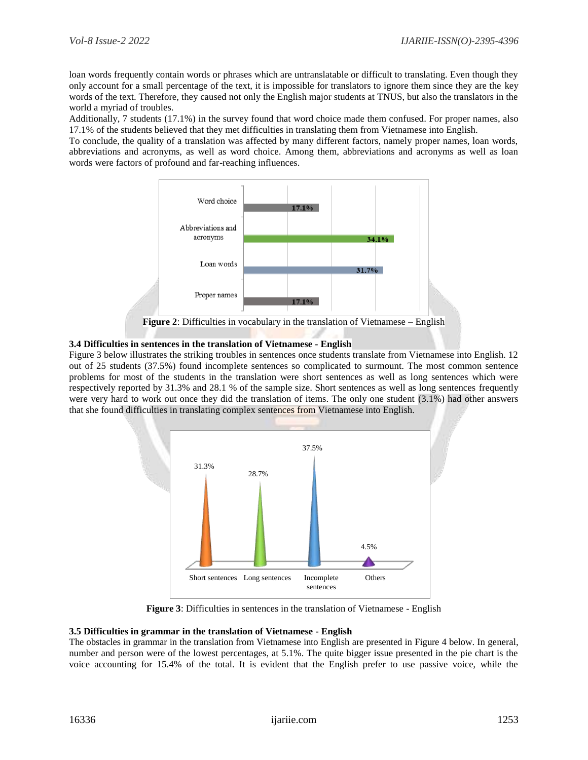loan words frequently contain words or phrases which are untranslatable or difficult to translating. Even though they only account for a small percentage of the text, it is impossible for translators to ignore them since they are the key words of the text. Therefore, they caused not only the English major students at TNUS, but also the translators in the world a myriad of troubles.

Additionally, 7 students (17.1%) in the survey found that word choice made them confused. For proper names, also 17.1% of the students believed that they met difficulties in translating them from Vietnamese into English.

To conclude, the quality of a translation was affected by many different factors, namely proper names, loan words, abbreviations and acronyms, as well as word choice. Among them, abbreviations and acronyms as well as loan words were factors of profound and far-reaching influences.

**Figure 2**: Difficulties in vocabulary in the translation of Vietnamese – English

### 3.4 Difficulties in sentences in the translation of Vietnamese - English

Figure 3 below illustrates the striking troubles in sentences once students translate from Vietnamese into English. 12 out of 25 students (37.5%) found incomplete sentences so complicated to surmount. The most common sentence problems for most of the students in the translation were short sentences as well as long sentences which were respectively reported by 31.3% and 28.1 % of the sample size. Short sentences as well as long sentences frequently were very hard to work out once they did the translation of items. The only one student (3.1%) had other answers that she found difficulties in translating complex sentences from Vietnamese into English.

**Figure 3**: Difficulties in sentences in the translation of Vietnamese - English

### 3.5 Difficulties in grammar in the translation of Vietnamese - English

The obstacles in grammar in the translation from Vietnamese into English are presented in Figure 4 below. In general, number and person were of the lowest percentages, at 5.1%. The quite bigger issue presented in the pie chart is the voice accounting for 15.4% of the total. It is evident that the English prefer to use passive voice, while the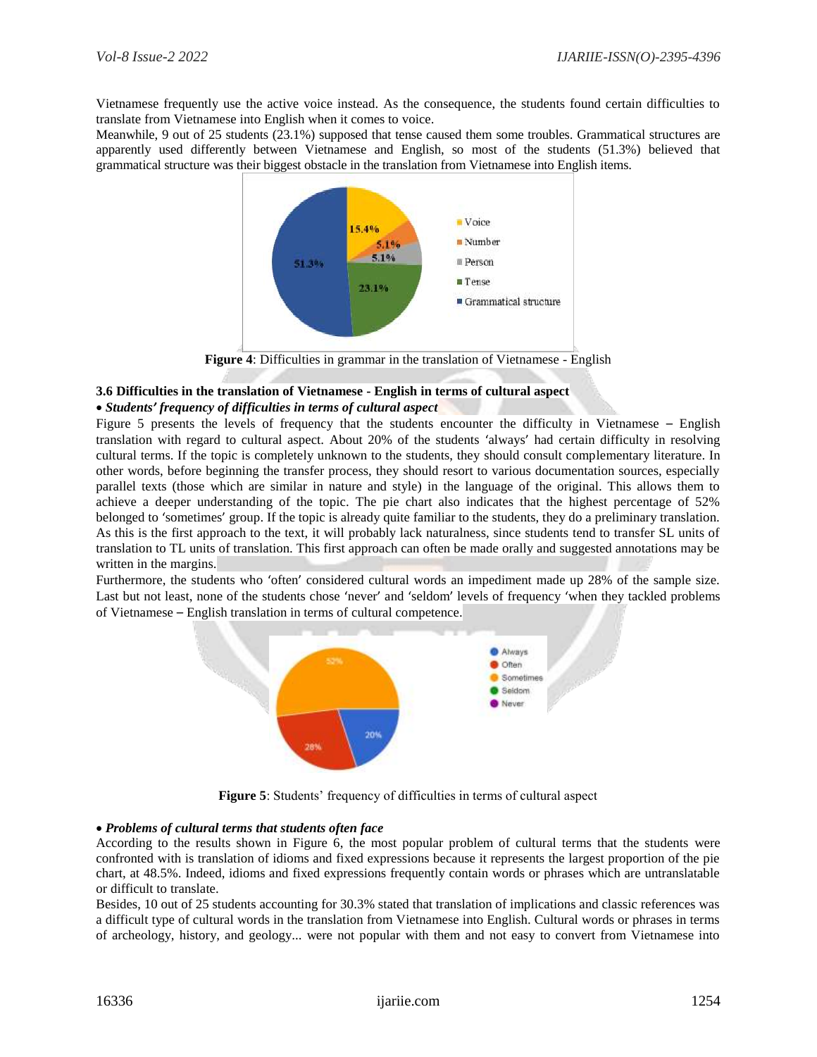Vietnamese frequently use the active voice instead. As the consequence, the students found certain difficulties to translate from Vietnamese into English when it comes to voice.

Meanwhile, 9 out of 25 students (23.1%) supposed that tense caused them some troubles. Grammatical structures are apparently used differently between Vietnamese and English, so most of the students (51.3%) believed that grammatical structure was their biggest obstacle in the translation from Vietnamese into English items.

**Figure 4**: Difficulties in grammar in the translation of Vietnamese - English

### 3.6 Difficulties in the translation of Vietnamese - English in terms of cultural aspect

- ***Students' frequency of difficulties in terms of cultural aspect***

Figure 5 presents the levels of frequency that the students encounter the difficulty in Vietnamese – English translation with regard to cultural aspect. About 20% of the students 'always' had certain difficulty in resolving cultural terms. If the topic is completely unknown to the students, they should consult complementary literature. In other words, before beginning the transfer process, they should resort to various documentation sources, especially parallel texts (those which are similar in nature and style) in the language of the original. This allows them to achieve a deeper understanding of the topic. The pie chart also indicates that the highest percentage of 52% belonged to 'sometimes' group. If the topic is already quite familiar to the students, they do a preliminary translation. As this is the first approach to the text, it will probably lack naturalness, since students tend to transfer SL units of translation to TL units of translation. This first approach can often be made orally and suggested annotations may be written in the margins.

Furthermore, the students who 'often' considered cultural words an impediment made up 28% of the sample size. Last but not least, none of the students chose 'never' and 'seldom' levels of frequency 'when they tackled problems of Vietnamese – English translation in terms of cultural competence.

**Figure 5**: Students' frequency of difficulties in terms of cultural aspect

- ***Problems of cultural terms that students often face***

According to the results shown in Figure 6, the most popular problem of cultural terms that the students were confronted with is translation of idioms and fixed expressions because it represents the largest proportion of the pie chart, at 48.5%. Indeed, idioms and fixed expressions frequently contain words or phrases which are untranslatable or difficult to translate.

Besides, 10 out of 25 students accounting for 30.3% stated that translation of implications and classic references was a difficult type of cultural words in the translation from Vietnamese into English. Cultural words or phrases in terms of archeology, history, and geology... were not popular with them and not easy to convert from Vietnamese into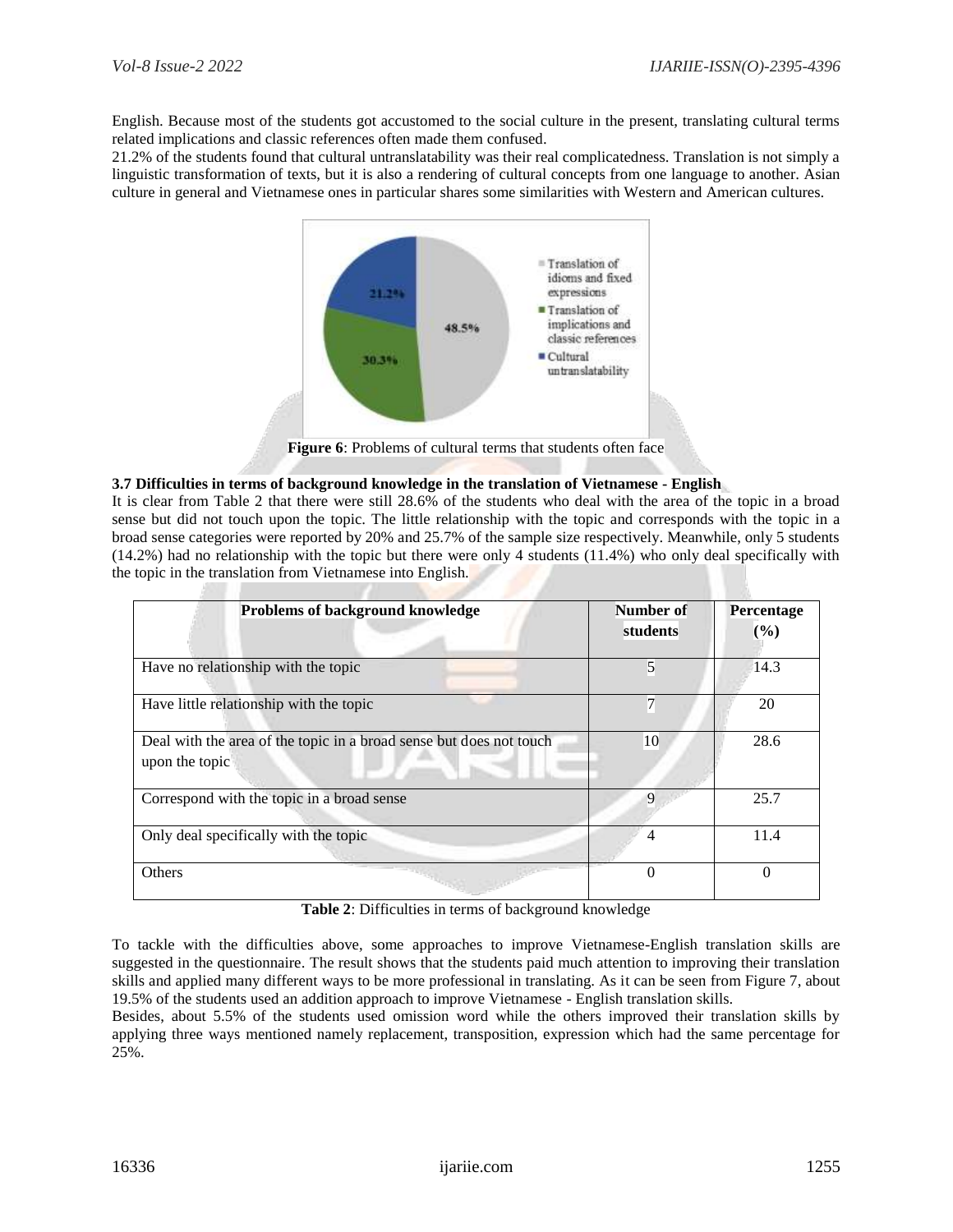English. Because most of the students got accustomed to the social culture in the present, translating cultural terms related implications and classic references often made them confused.

21.2% of the students found that cultural untranslatability was their real complicatedness. Translation is not simply a linguistic transformation of texts, but it is also a rendering of cultural concepts from one language to another. Asian culture in general and Vietnamese ones in particular shares some similarities with Western and American cultures.

**Figure 6**: Problems of cultural terms that students often face

### 3.7 Difficulties in terms of background knowledge in the translation of Vietnamese - English

It is clear from Table 2 that there were still 28.6% of the students who deal with the area of the topic in a broad sense but did not touch upon the topic. The little relationship with the topic and corresponds with the topic in a broad sense categories were reported by 20% and 25.7% of the sample size respectively. Meanwhile, only 5 students (14.2%) had no relationship with the topic but there were only 4 students (11.4%) who only deal specifically with the topic in the translation from Vietnamese into English.

| Problems of background knowledge | Number of students | Percentage (%) |
|---|---|---|
| Have no relationship with the topic | 5 | 14.3 |
| Have little relationship with the topic | 7 | 20 |
| Deal with the area of the topic in a broad sense but does not touch upon the topic | 10 | 28.6 |
| Correspond with the topic in a broad sense | 9 | 25.7 |
| Only deal specifically with the topic | 4 | 11.4 |
| Others | 0 | 0 |

**Table 2**: Difficulties in terms of background knowledge

To tackle with the difficulties above, some approaches to improve Vietnamese-English translation skills are suggested in the questionnaire. The result shows that the students paid much attention to improving their translation skills and applied many different ways to be more professional in translating. As it can be seen from Figure 7, about 19.5% of the students used an addition approach to improve Vietnamese - English translation skills.

Besides, about 5.5% of the students used omission word while the others improved their translation skills by applying three ways mentioned namely replacement, transposition, expression which had the same percentage for 25%.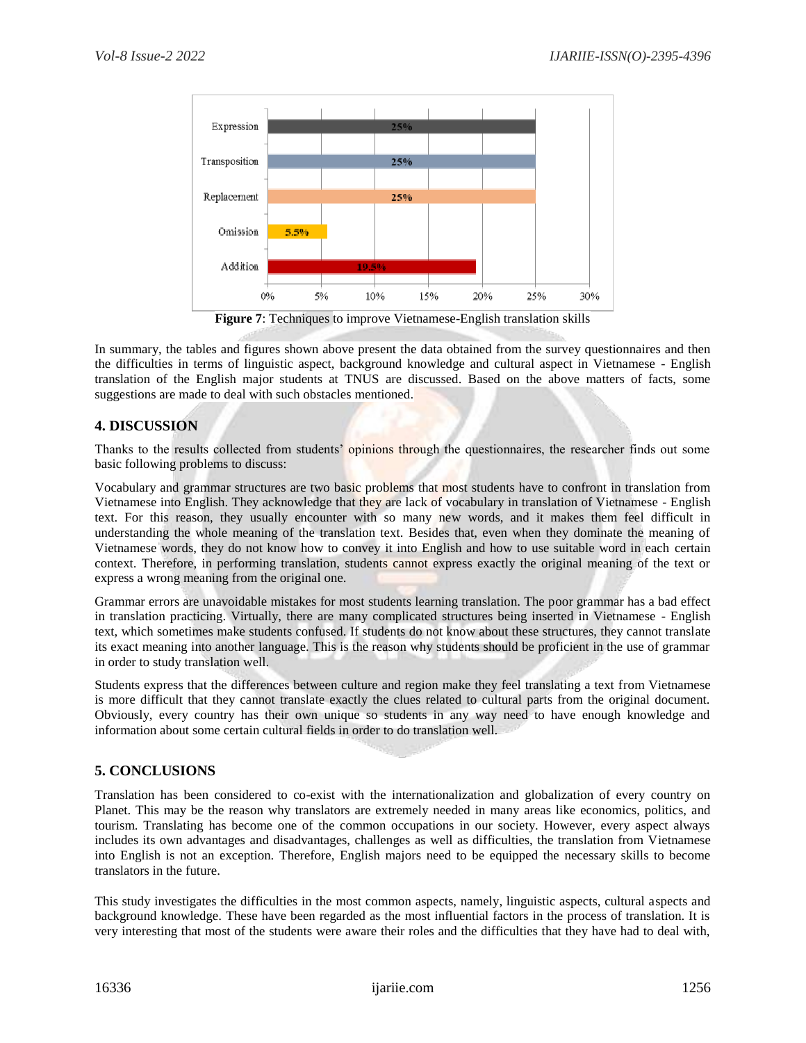Figure 7: Techniques to improve Vietnamese-English translation skills

In summary, the tables and figures shown above present the data obtained from the survey questionnaires and then the difficulties in terms of linguistic aspect, background knowledge and cultural aspect in Vietnamese - English translation of the English major students at TNUS are discussed. Based on the above matters of facts, some suggestions are made to deal with such obstacles mentioned.

## 4. DISCUSSION

Thanks to the results collected from students' opinions through the questionnaires, the researcher finds out some basic following problems to discuss:

Vocabulary and grammar structures are two basic problems that most students have to confront in translation from Vietnamese into English. They acknowledge that they are lack of vocabulary in translation of Vietnamese - English text. For this reason, they usually encounter with so many new words, and it makes them feel difficult in understanding the whole meaning of the translation text. Besides that, even when they dominate the meaning of Vietnamese words, they do not know how to convey it into English and how to use suitable word in each certain context. Therefore, in performing translation, students cannot express exactly the original meaning of the text or express a wrong meaning from the original one.

Grammar errors are unavoidable mistakes for most students learning translation. The poor grammar has a bad effect in translation practicing. Virtually, there are many complicated structures being inserted in Vietnamese - English text, which sometimes make students confused. If students do not know about these structures, they cannot translate its exact meaning into another language. This is the reason why students should be proficient in the use of grammar in order to study translation well.

Students express that the differences between culture and region make they feel translating a text from Vietnamese is more difficult that they cannot translate exactly the clues related to cultural parts from the original document. Obviously, every country has their own unique so students in any way need to have enough knowledge and information about some certain cultural fields in order to do translation well.

## 5. CONCLUSIONS

Translation has been considered to co-exist with the internationalization and globalization of every country on Planet. This may be the reason why translators are extremely needed in many areas like economics, politics, and tourism. Translating has become one of the common occupations in our society. However, every aspect always includes its own advantages and disadvantages, challenges as well as difficulties, the translation from Vietnamese into English is not an exception. Therefore, English majors need to be equipped the necessary skills to become translators in the future.

This study investigates the difficulties in the most common aspects, namely, linguistic aspects, cultural aspects and background knowledge. These have been regarded as the most influential factors in the process of translation. It is very interesting that most of the students were aware their roles and the difficulties that they have had to deal with,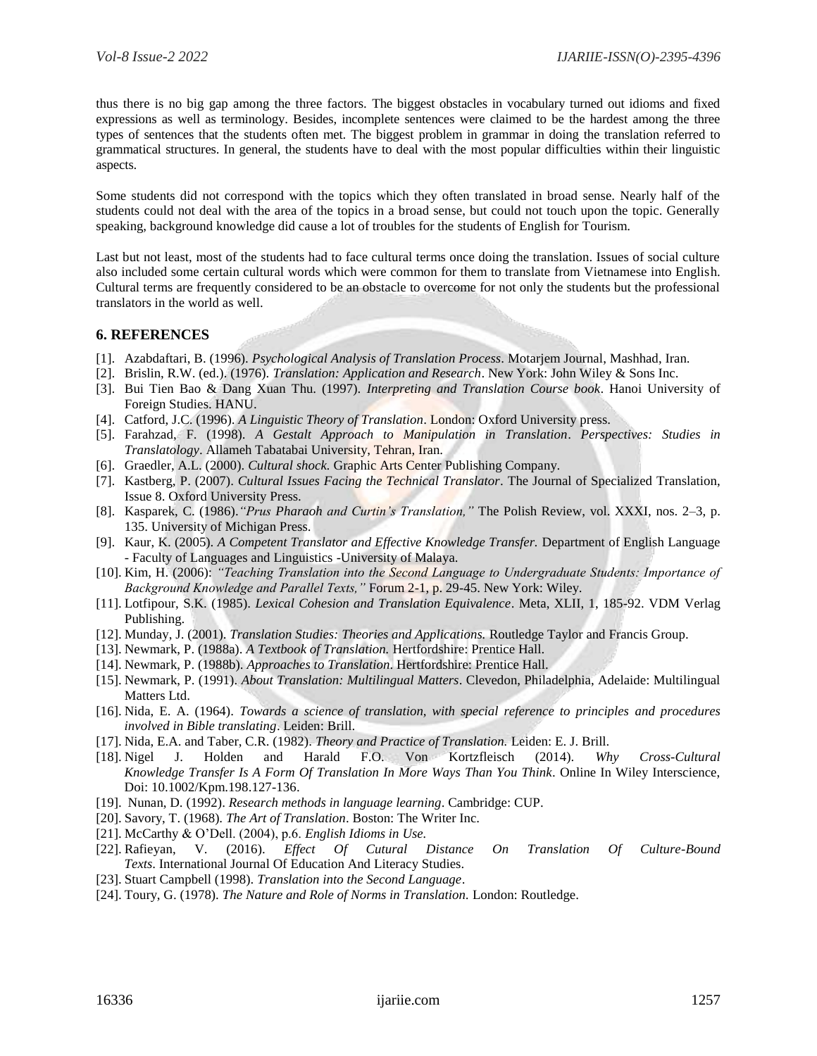thus there is no big gap among the three factors. The biggest obstacles in vocabulary turned out idioms and fixed expressions as well as terminology. Besides, incomplete sentences were claimed to be the hardest among the three types of sentences that the students often met. The biggest problem in grammar in doing the translation referred to grammatical structures. In general, the students have to deal with the most popular difficulties within their linguistic aspects.

Some students did not correspond with the topics which they often translated in broad sense. Nearly half of the students could not deal with the area of the topics in a broad sense, but could not touch upon the topic. Generally speaking, background knowledge did cause a lot of troubles for the students of English for Tourism.

Last but not least, most of the students had to face cultural terms once doing the translation. Issues of social culture also included some certain cultural words which were common for them to translate from Vietnamese into English. Cultural terms are frequently considered to be an obstacle to overcome for not only the students but the professional translators in the world as well.

## 6. REFERENCES

[1]. Azabdaftari, B. (1996). *Psychological Analysis of Translation Process*. Motarjem Journal, Mashhad, Iran.

[2]. Brislin, R.W. (ed.). (1976). *Translation: Application and Research*. New York: John Wiley & Sons Inc.

[3]. Bui Tien Bao & Dang Xuan Thu. (1997). *Interpreting and Translation Course book*. Hanoi University of Foreign Studies. HANU.

[4]. Catford, J.C. (1996). *A Linguistic Theory of Translation*. London: Oxford University press.

[5]. Farahzad, F. (1998). *A Gestalt Approach to Manipulation in Translation*. *Perspectives: Studies in Translatology*. Allameh Tabatabai University, Tehran, Iran.

[6]. Graedler, A.L. (2000). *Cultural shock.* Graphic Arts Center Publishing Company.

[7]. Kastberg, P. (2007). *Cultural Issues Facing the Technical Translator*. The Journal of Specialized Translation, Issue 8. Oxford University Press.

[8]. Kasparek, C. (1986).*"Prus Pharaoh and Curtin's Translation,"* The Polish Review, vol. XXXI, nos. 2–3, p. 135. University of Michigan Press.

[9]. Kaur, K. (2005). *A Competent Translator and Effective Knowledge Transfer.* Department of English Language - Faculty of Languages and Linguistics -University of Malaya.

[10]. Kim, H. (2006): *"Teaching Translation into the Second Language to Undergraduate Students: Importance of Background Knowledge and Parallel Texts,"* Forum 2-1, p. 29-45. New York: Wiley.

[11]. Lotfipour, S.K. (1985). *Lexical Cohesion and Translation Equivalence*. Meta, XLII, 1, 185-92. VDM Verlag Publishing.

[12]. Munday, J. (2001). *Translation Studies: Theories and Applications.* Routledge Taylor and Francis Group.

[13]. Newmark, P. (1988a). *A Textbook of Translation.* Hertfordshire: Prentice Hall.

[14]. Newmark, P. (1988b). *Approaches to Translation*. Hertfordshire: Prentice Hall.

[15]. Newmark, P. (1991). *About Translation: Multilingual Matters*. Clevedon, Philadelphia, Adelaide: Multilingual Matters Ltd.

[16]. Nida, E. A. (1964). *Towards a science of translation, with special reference to principles and procedures involved in Bible translating*. Leiden: Brill.

[17]. Nida, E.A. and Taber, C.R. (1982). *Theory and Practice of Translation.* Leiden: E. J. Brill.

[18]. Nigel J. Holden and Harald F.O. Von Kortzfleisch (2014). *Why Cross-Cultural Knowledge Transfer Is A Form Of Translation In More Ways Than You Think*. Online In Wiley Interscience, Doi: 10.1002/Kpm.198.127-136.

[19]. Nunan, D. (1992). *Research methods in language learning*. Cambridge: CUP.

[20]. Savory, T. (1968). *The Art of Translation*. Boston: The Writer Inc.

[21]. McCarthy & O'Dell. (2004), p.6. *English Idioms in Use.*

[22]. Rafieyan, V. (2016). *Effect Of Cutural Distance On Translation Of Culture-Bound Texts*. International Journal Of Education And Literacy Studies.

[23]. Stuart Campbell (1998). *Translation into the Second Language*.

[24]. Toury, G. (1978). *The Nature and Role of Norms in Translation.* London: Routledge.